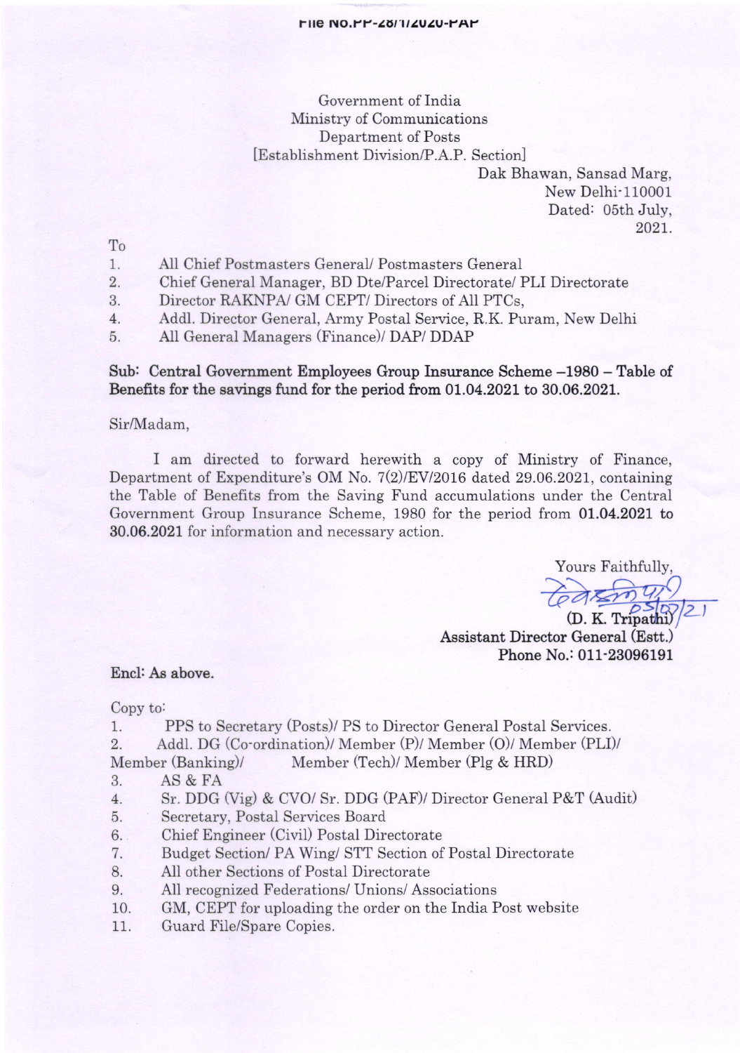File No.PP-28/1/2020-PAP

Government of India
Ministry of Communications
Department of Posts
[Establishment Division/P.A.P. Section]

Dak Bhawan, Sansad Marg,
New Delhi-110001
Dated: 05th July, 2021.

To

1. All Chief Postmasters General/ Postmasters General
2. Chief General Manager, BD Dte/Parcel Directorate/ PLI Directorate
3. Director RAKNPA/ GM CEPT/ Directors of All PTCs,
4. Addl. Director General, Army Postal Service, R.K. Puram, New Delhi
5. All General Managers (Finance)/ DAP/ DDAP

**Sub: Central Government Employees Group Insurance Scheme –1980 – Table of Benefits for the savings fund for the period from 01.04.2021 to 30.06.2021.**

Sir/Madam,

I am directed to forward herewith a copy of Ministry of Finance, Department of Expenditure's OM No. 7(2)/EV/2016 dated 29.06.2021, containing the Table of Benefits from the Saving Fund accumulations under the Central Government Group Insurance Scheme, 1980 for the period from **01.04.2021 to 30.06.2021** for information and necessary action.

Yours Faithfully,

05/07/21

**(D. K. Tripathi)**
**Assistant Director General (Estt.)**
**Phone No.: 011-23096191**

**Encl: As above.**

Copy to:

1. PPS to Secretary (Posts)/ PS to Director General Postal Services.
2. Addl. DG (Co-ordination)/ Member (P)/ Member (O)/ Member (PLI)/ Member (Banking)/ Member (Tech)/ Member (Plg & HRD)
3. AS & FA
4. Sr. DDG (Vig) & CVO/ Sr. DDG (PAF)/ Director General P&T (Audit)
5. Secretary, Postal Services Board
6. Chief Engineer (Civil) Postal Directorate
7. Budget Section/ PA Wing/ STT Section of Postal Directorate
8. All other Sections of Postal Directorate
9. All recognized Federations/ Unions/ Associations
10. GM, CEPT for uploading the order on the India Post website
11. Guard File/Spare Copies.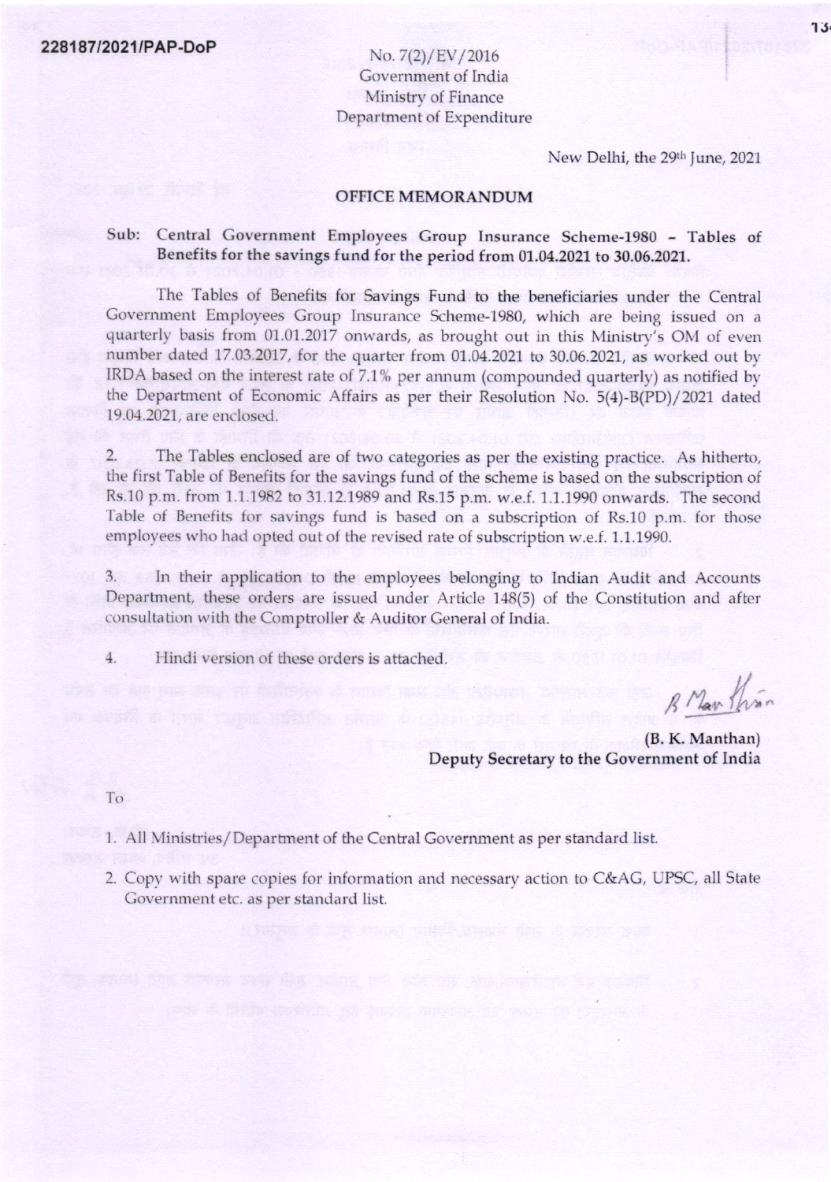228187/2021/PAP-DoP

No. 7(2)/EV/2016
Government of India
Ministry of Finance
Department of Expenditure

New Delhi, the 29th June, 2021

## OFFICE MEMORANDUM

**Sub: Central Government Employees Group Insurance Scheme-1980 – Tables of Benefits for the savings fund for the period from 01.04.2021 to 30.06.2021.**

The Tables of Benefits for Savings Fund to the beneficiaries under the Central Government Employees Group Insurance Scheme-1980, which are being issued on a quarterly basis from 01.01.2017 onwards, as brought out in this Ministry's OM of even number dated 17.03.2017, for the quarter from 01.04.2021 to 30.06.2021, as worked out by IRDA based on the interest rate of 7.1% per annum (compounded quarterly) as notified by the Department of Economic Affairs as per their Resolution No. 5(4)-B(PD)/2021 dated 19.04.2021, are enclosed.

2. The Tables enclosed are of two categories as per the existing practice. As hitherto, the first Table of Benefits for the savings fund of the scheme is based on the subscription of Rs.10 p.m. from 1.1.1982 to 31.12.1989 and Rs.15 p.m. w.e.f. 1.1.1990 onwards. The second Table of Benefits for savings fund is based on a subscription of Rs.10 p.m. for those employees who had opted out of the revised rate of subscription w.e.f. 1.1.1990.

3. In their application to the employees belonging to Indian Audit and Accounts Department, these orders are issued under Article 148(5) of the Constitution and after consultation with the Comptroller & Auditor General of India.

4. Hindi version of these orders is attached.

(B. K. Manthan)
Deputy Secretary to the Government of India

To

1. All Ministries/Department of the Central Government as per standard list.
2. Copy with spare copies for information and necessary action to C&AG, UPSC, all State Government etc. as per standard list.